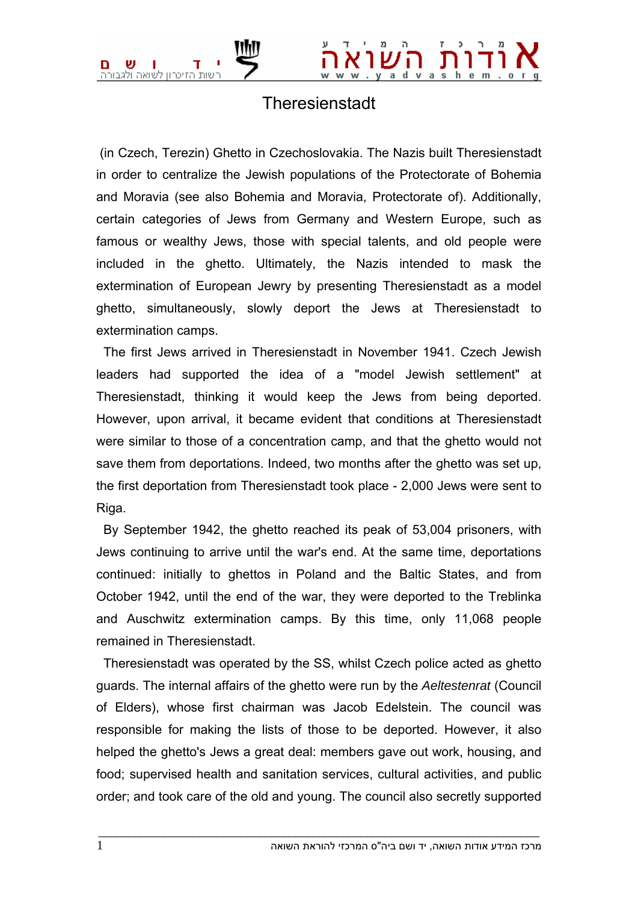# Theresienstadt

(in Czech, Terezin) Ghetto in Czechoslovakia. The Nazis built Theresienstadt in order to centralize the Jewish populations of the Protectorate of Bohemia and Moravia (see also Bohemia and Moravia, Protectorate of). Additionally, certain categories of Jews from Germany and Western Europe, such as famous or wealthy Jews, those with special talents, and old people were included in the ghetto. Ultimately, the Nazis intended to mask the extermination of European Jewry by presenting Theresienstadt as a model ghetto, simultaneously, slowly deport the Jews at Theresienstadt to extermination camps.

The first Jews arrived in Theresienstadt in November 1941. Czech Jewish leaders had supported the idea of a "model Jewish settlement" at Theresienstadt, thinking it would keep the Jews from being deported. However, upon arrival, it became evident that conditions at Theresienstadt were similar to those of a concentration camp, and that the ghetto would not save them from deportations. Indeed, two months after the ghetto was set up, the first deportation from Theresienstadt took place - 2,000 Jews were sent to Riga.

By September 1942, the ghetto reached its peak of 53,004 prisoners, with Jews continuing to arrive until the war's end. At the same time, deportations continued: initially to ghettos in Poland and the Baltic States, and from October 1942, until the end of the war, they were deported to the Treblinka and Auschwitz extermination camps. By this time, only 11,068 people remained in Theresienstadt.

Theresienstadt was operated by the SS, whilst Czech police acted as ghetto guards. The internal affairs of the ghetto were run by the *Aeltestenrat* (Council of Elders), whose first chairman was Jacob Edelstein. The council was responsible for making the lists of those to be deported. However, it also helped the ghetto's Jews a great deal: members gave out work, housing, and food; supervised health and sanitation services, cultural activities, and public order; and took care of the old and young. The council also secretly supported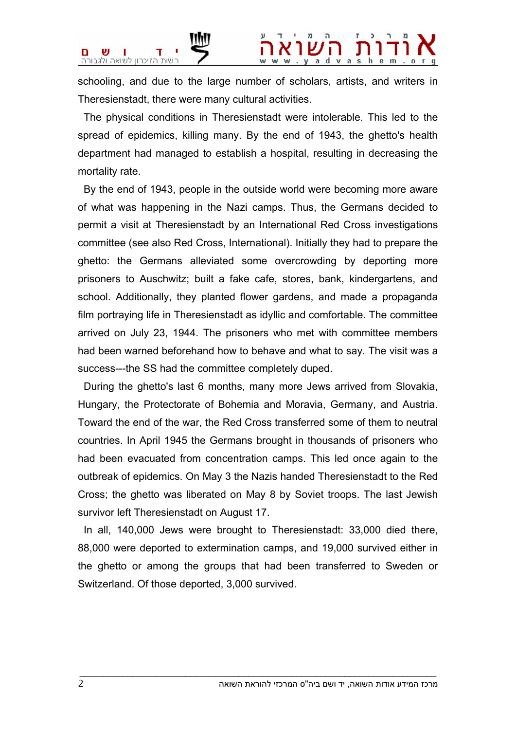schooling, and due to the large number of scholars, artists, and writers in Theresienstadt, there were many cultural activities.

The physical conditions in Theresienstadt were intolerable. This led to the spread of epidemics, killing many. By the end of 1943, the ghetto's health department had managed to establish a hospital, resulting in decreasing the mortality rate.

By the end of 1943, people in the outside world were becoming more aware of what was happening in the Nazi camps. Thus, the Germans decided to permit a visit at Theresienstadt by an International Red Cross investigations committee (see also Red Cross, International). Initially they had to prepare the ghetto: the Germans alleviated some overcrowding by deporting more prisoners to Auschwitz; built a fake cafe, stores, bank, kindergartens, and school. Additionally, they planted flower gardens, and made a propaganda film portraying life in Theresienstadt as idyllic and comfortable. The committee arrived on July 23, 1944. The prisoners who met with committee members had been warned beforehand how to behave and what to say. The visit was a success---the SS had the committee completely duped.

During the ghetto's last 6 months, many more Jews arrived from Slovakia, Hungary, the Protectorate of Bohemia and Moravia, Germany, and Austria. Toward the end of the war, the Red Cross transferred some of them to neutral countries. In April 1945 the Germans brought in thousands of prisoners who had been evacuated from concentration camps. This led once again to the outbreak of epidemics. On May 3 the Nazis handed Theresienstadt to the Red Cross; the ghetto was liberated on May 8 by Soviet troops. The last Jewish survivor left Theresienstadt on August 17.

In all, 140,000 Jews were brought to Theresienstadt: 33,000 died there, 88,000 were deported to extermination camps, and 19,000 survived either in the ghetto or among the groups that had been transferred to Sweden or Switzerland. Of those deported, 3,000 survived.